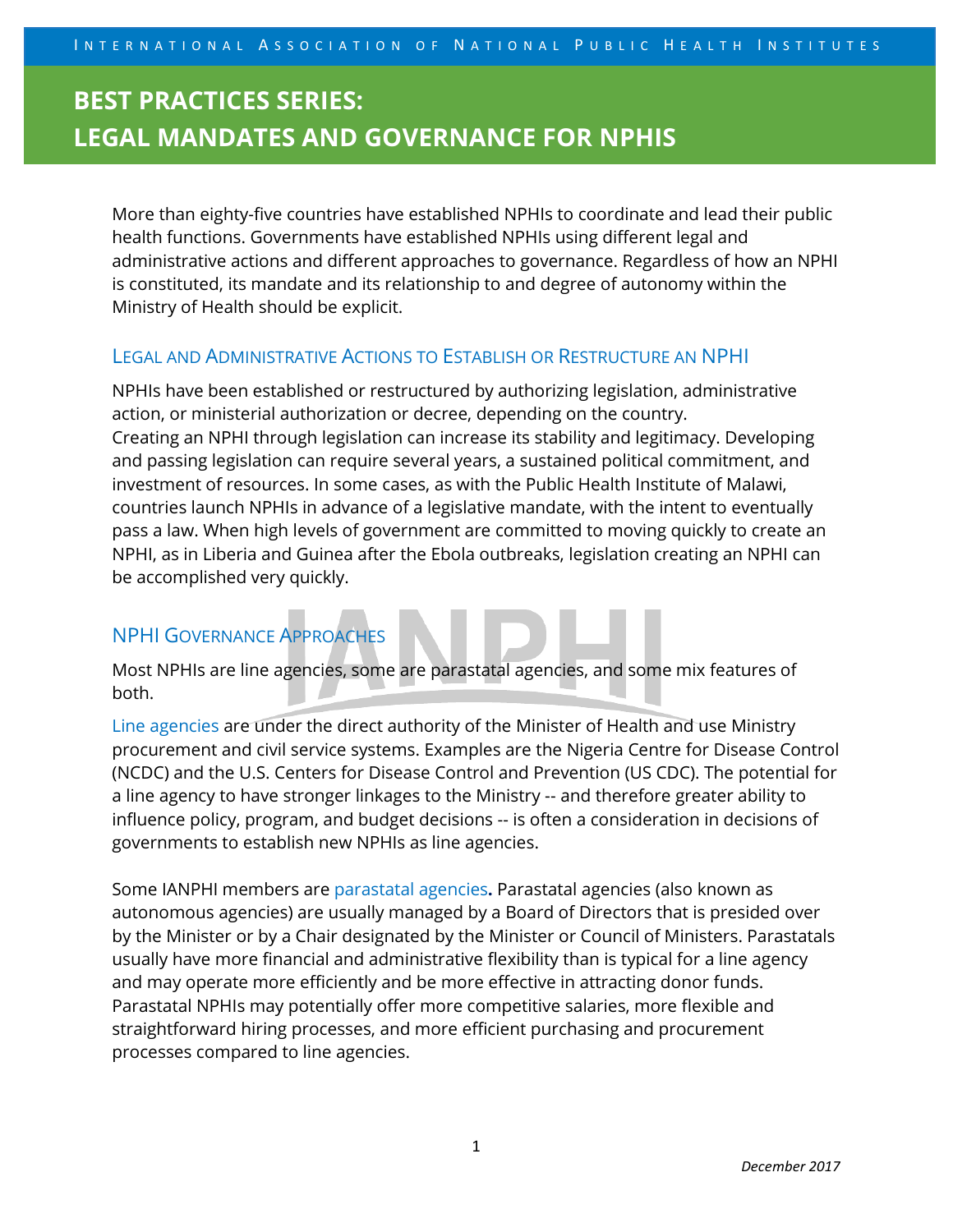# BEST PRACTICES SERIES: LEGAL MANDATES AND GOVERNANCE FOR NPHIS

More than eighty-five countries have established NPHIs to coordinate and lead their public health functions. Governments have established NPHIs using different legal and administrative actions and different approaches to governance. Regardless of how an NPHI is constituted, its mandate and its relationship to and degree of autonomy within the Ministry of Health should be explicit.

## Legal and Administrative Actions to Establish or Restructure an NPHI

NPHIs have been established or restructured by authorizing legislation, administrative action, or ministerial authorization or decree, depending on the country. Creating an NPHI through legislation can increase its stability and legitimacy. Developing and passing legislation can require several years, a sustained political commitment, and investment of resources. In some cases, as with the Public Health Institute of Malawi, countries launch NPHIs in advance of a legislative mandate, with the intent to eventually pass a law. When high levels of government are committed to moving quickly to create an NPHI, as in Liberia and Guinea after the Ebola outbreaks, legislation creating an NPHI can be accomplished very quickly.

## NPHI Governance Approaches

Most NPHIs are line agencies, some are parastatal agencies, and some mix features of both.

Line agencies are under the direct authority of the Minister of Health and use Ministry procurement and civil service systems. Examples are the Nigeria Centre for Disease Control (NCDC) and the U.S. Centers for Disease Control and Prevention (US CDC). The potential for a line agency to have stronger linkages to the Ministry -- and therefore greater ability to influence policy, program, and budget decisions -- is often a consideration in decisions of governments to establish new NPHIs as line agencies.

Some IANPHI members are parastatal agencies**.** Parastatal agencies (also known as autonomous agencies) are usually managed by a Board of Directors that is presided over by the Minister or by a Chair designated by the Minister or Council of Ministers. Parastatals usually have more financial and administrative flexibility than is typical for a line agency and may operate more efficiently and be more effective in attracting donor funds. Parastatal NPHIs may potentially offer more competitive salaries, more flexible and straightforward hiring processes, and more efficient purchasing and procurement processes compared to line agencies.

*December 2017*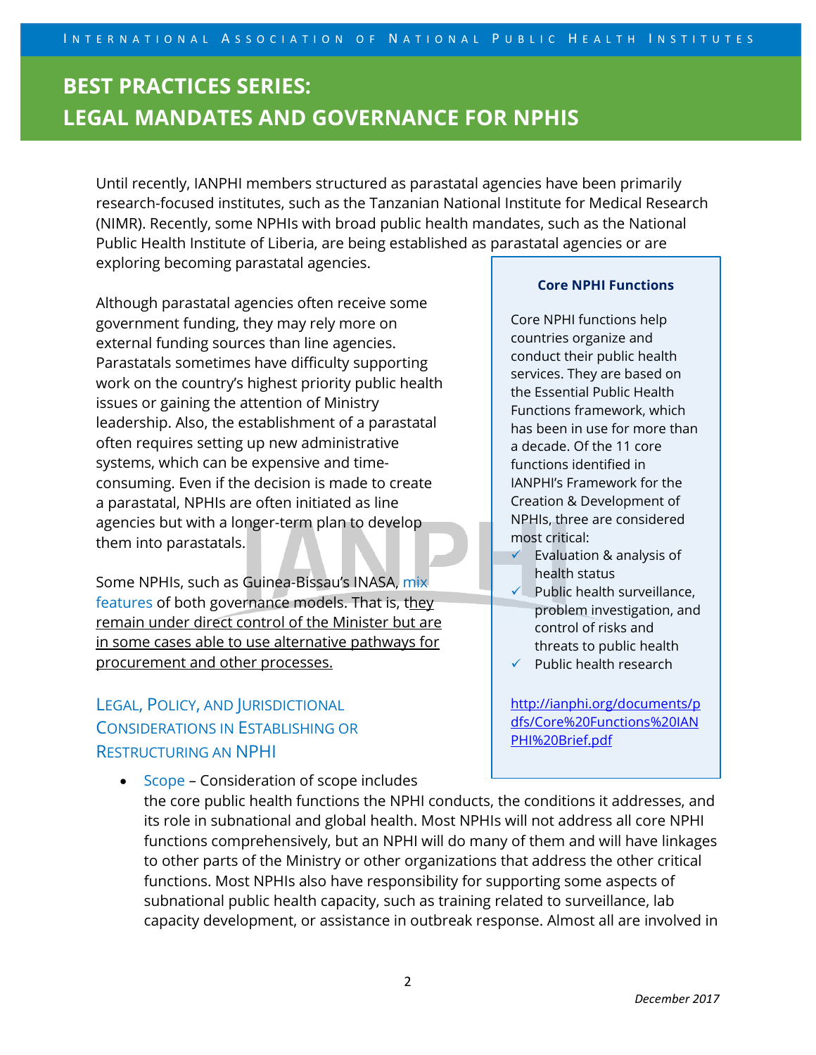Until recently, IANPHI members structured as parastatal agencies have been primarily research-focused institutes, such as the Tanzanian National Institute for Medical Research (NIMR). Recently, some NPHIs with broad public health mandates, such as the National Public Health Institute of Liberia, are being established as parastatal agencies or are exploring becoming parastatal agencies.

Although parastatal agencies often receive some government funding, they may rely more on external funding sources than line agencies. Parastatals sometimes have difficulty supporting work on the country's highest priority public health issues or gaining the attention of Ministry leadership. Also, the establishment of a parastatal often requires setting up new administrative systems, which can be expensive and time-consuming. Even if the decision is made to create a parastatal, NPHIs are often initiated as line agencies but with a longer-term plan to develop them into parastatals.

Some NPHIs, such as Guinea-Bissau's INASA, mix features of both governance models. That is, they remain under direct control of the Minister but are in some cases able to use alternative pathways for procurement and other processes.

> **Core NPHI Functions**
>
> Core NPHI functions help countries organize and conduct their public health services. They are based on the Essential Public Health Functions framework, which has been in use for more than a decade. Of the 11 core functions identified in IANPHI's Framework for the Creation & Development of NPHIs, three are considered most critical:
>
> - ✓ Evaluation & analysis of health status
> - ✓ Public health surveillance, problem investigation, and control of risks and threats to public health
> - ✓ Public health research
>
> http://ianphi.org/documents/pdfs/Core%20Functions%20IANPHI%20Brief.pdf

## Legal, Policy, and Jurisdictional Considerations in Establishing or Restructuring an NPHI

- Scope – Consideration of scope includes the core public health functions the NPHI conducts, the conditions it addresses, and its role in subnational and global health. Most NPHIs will not address all core NPHI functions comprehensively, but an NPHI will do many of them and will have linkages to other parts of the Ministry or other organizations that address the other critical functions. Most NPHIs also have responsibility for supporting some aspects of subnational public health capacity, such as training related to surveillance, lab capacity development, or assistance in outbreak response. Almost all are involved in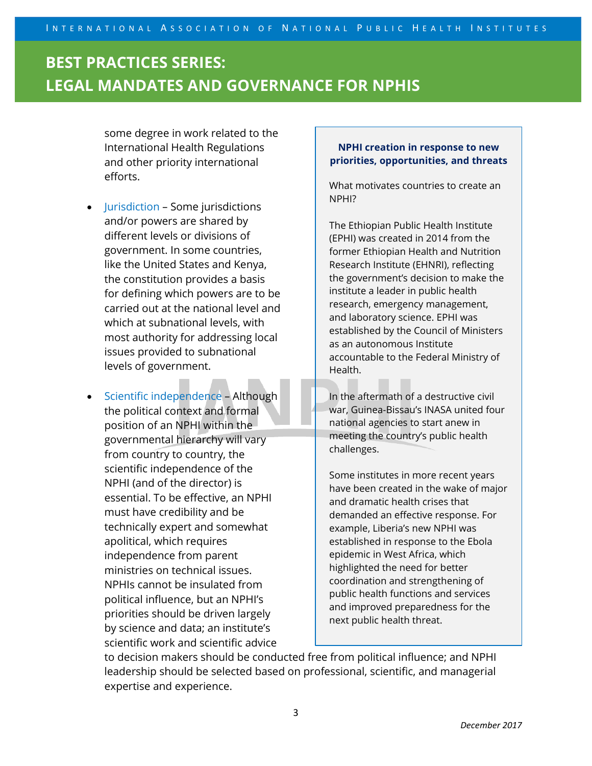some degree in work related to the International Health Regulations and other priority international efforts.

- Jurisdiction – Some jurisdictions and/or powers are shared by different levels or divisions of government. In some countries, like the United States and Kenya, the constitution provides a basis for defining which powers are to be carried out at the national level and which at subnational levels, with most authority for addressing local issues provided to subnational levels of government.

- Scientific independence – Although the political context and formal position of an NPHI within the governmental hierarchy will vary from country to country, the scientific independence of the NPHI (and of the director) is essential. To be effective, an NPHI must have credibility and be technically expert and somewhat apolitical, which requires independence from parent ministries on technical issues. NPHIs cannot be insulated from political influence, but an NPHI's priorities should be driven largely by science and data; an institute's scientific work and scientific advice to decision makers should be conducted free from political influence; and NPHI leadership should be selected based on professional, scientific, and managerial expertise and experience.

**NPHI creation in response to new priorities, opportunities, and threats**

What motivates countries to create an NPHI?

The Ethiopian Public Health Institute (EPHI) was created in 2014 from the former Ethiopian Health and Nutrition Research Institute (EHNRI), reflecting the government's decision to make the institute a leader in public health research, emergency management, and laboratory science. EPHI was established by the Council of Ministers as an autonomous Institute accountable to the Federal Ministry of Health.

In the aftermath of a destructive civil war, Guinea-Bissau's INASA united four national agencies to start anew in meeting the country's public health challenges.

Some institutes in more recent years have been created in the wake of major and dramatic health crises that demanded an effective response. For example, Liberia's new NPHI was established in response to the Ebola epidemic in West Africa, which highlighted the need for better coordination and strengthening of public health functions and services and improved preparedness for the next public health threat.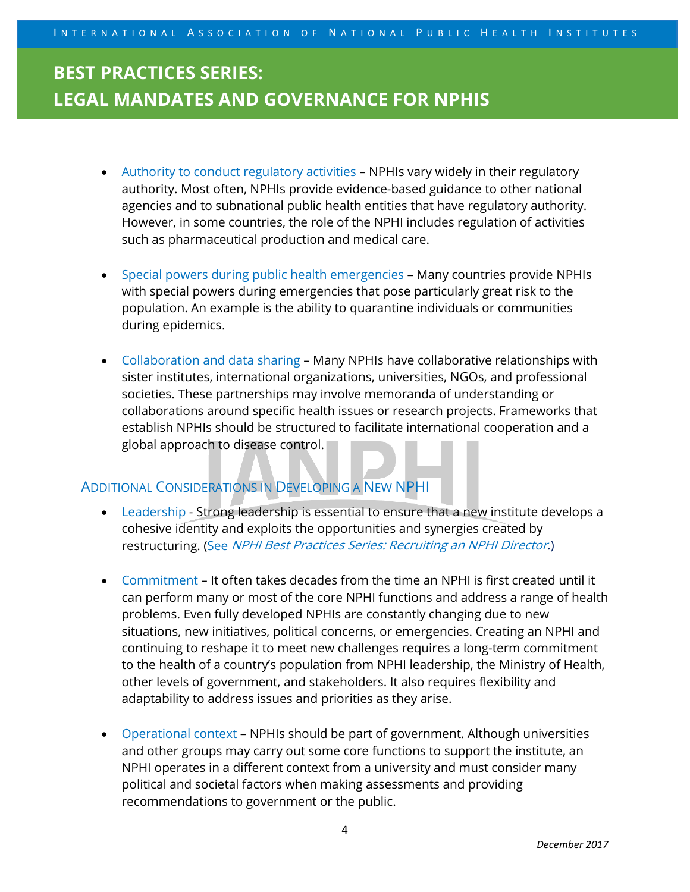- Authority to conduct regulatory activities – NPHIs vary widely in their regulatory authority. Most often, NPHIs provide evidence-based guidance to other national agencies and to subnational public health entities that have regulatory authority. However, in some countries, the role of the NPHI includes regulation of activities such as pharmaceutical production and medical care.

- Special powers during public health emergencies – Many countries provide NPHIs with special powers during emergencies that pose particularly great risk to the population. An example is the ability to quarantine individuals or communities during epidemics.

- Collaboration and data sharing – Many NPHIs have collaborative relationships with sister institutes, international organizations, universities, NGOs, and professional societies. These partnerships may involve memoranda of understanding or collaborations around specific health issues or research projects. Frameworks that establish NPHIs should be structured to facilitate international cooperation and a global approach to disease control.

## Additional Considerations in Developing a New NPHI

- Leadership - Strong leadership is essential to ensure that a new institute develops a cohesive identity and exploits the opportunities and synergies created by restructuring. (See *NPHI Best Practices Series: Recruiting an NPHI Director*.)

- Commitment – It often takes decades from the time an NPHI is first created until it can perform many or most of the core NPHI functions and address a range of health problems. Even fully developed NPHIs are constantly changing due to new situations, new initiatives, political concerns, or emergencies. Creating an NPHI and continuing to reshape it to meet new challenges requires a long-term commitment to the health of a country's population from NPHI leadership, the Ministry of Health, other levels of government, and stakeholders. It also requires flexibility and adaptability to address issues and priorities as they arise.

- Operational context – NPHIs should be part of government. Although universities and other groups may carry out some core functions to support the institute, an NPHI operates in a different context from a university and must consider many political and societal factors when making assessments and providing recommendations to government or the public.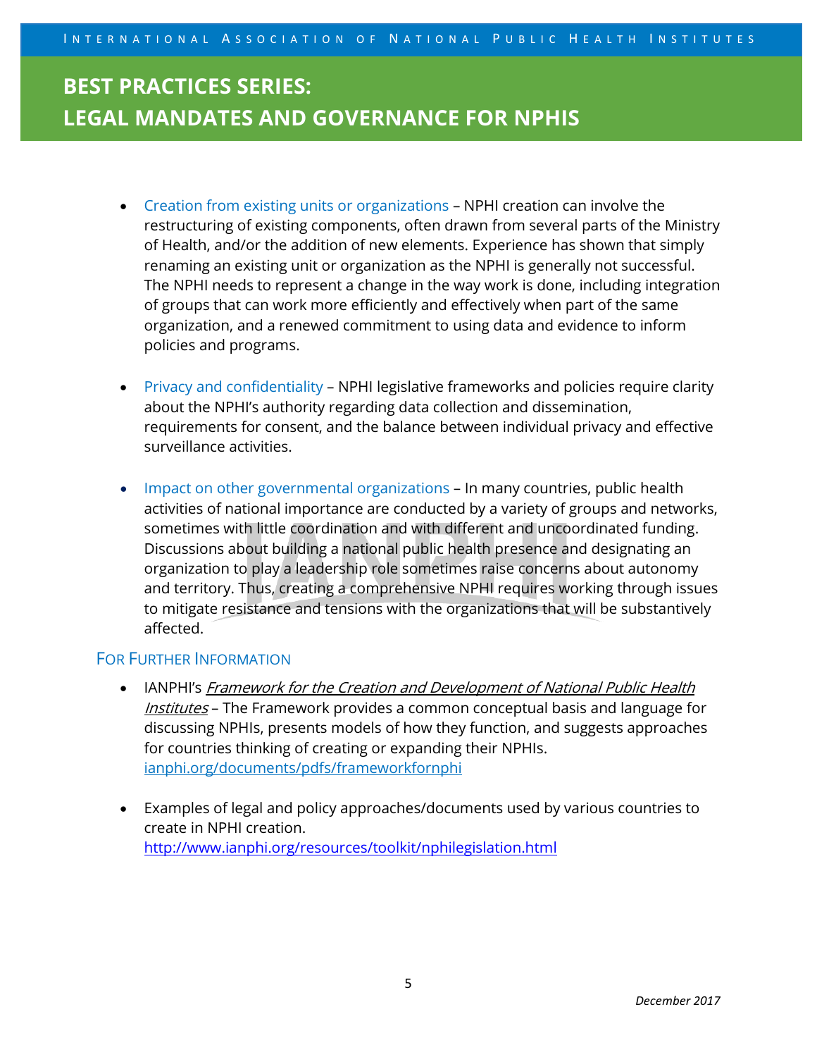- Creation from existing units or organizations – NPHI creation can involve the restructuring of existing components, often drawn from several parts of the Ministry of Health, and/or the addition of new elements. Experience has shown that simply renaming an existing unit or organization as the NPHI is generally not successful. The NPHI needs to represent a change in the way work is done, including integration of groups that can work more efficiently and effectively when part of the same organization, and a renewed commitment to using data and evidence to inform policies and programs.

- Privacy and confidentiality – NPHI legislative frameworks and policies require clarity about the NPHI's authority regarding data collection and dissemination, requirements for consent, and the balance between individual privacy and effective surveillance activities.

- Impact on other governmental organizations – In many countries, public health activities of national importance are conducted by a variety of groups and networks, sometimes with little coordination and with different and uncoordinated funding. Discussions about building a national public health presence and designating an organization to play a leadership role sometimes raise concerns about autonomy and territory. Thus, creating a comprehensive NPHI requires working through issues to mitigate resistance and tensions with the organizations that will be substantively affected.

## For Further Information

- IANPHI's *Framework for the Creation and Development of National Public Health Institutes* – The Framework provides a common conceptual basis and language for discussing NPHIs, presents models of how they function, and suggests approaches for countries thinking of creating or expanding their NPHIs. ianphi.org/documents/pdfs/frameworkfornphi

- Examples of legal and policy approaches/documents used by various countries to create in NPHI creation. http://www.ianphi.org/resources/toolkit/nphilegislation.html

*December 2017*